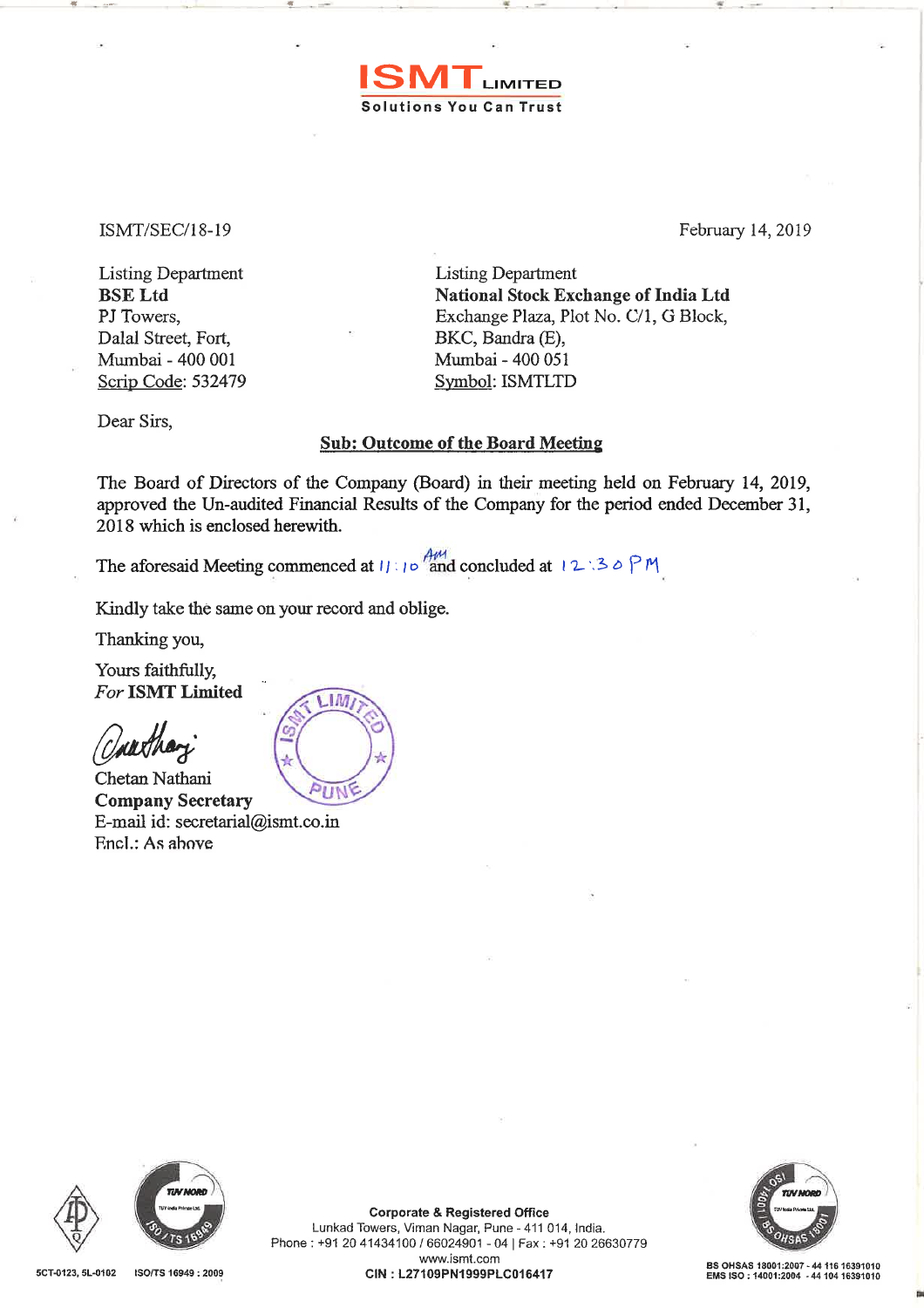**ISMT LIMITED**
**Solutions You Can Trust**

ISMT/SEC/18-19

February 14, 2019

Listing Department
**BSE Ltd**
PJ Towers,
Dalal Street, Fort,
Mumbai - 400 001
Scrip Code: 532479

Listing Department
**National Stock Exchange of India Ltd**
Exchange Plaza, Plot No. C/1, G Block,
BKC, Bandra (E),
Mumbai - 400 051
Symbol: ISMTLTD

Dear Sirs,

**Sub: Outcome of the Board Meeting**

The Board of Directors of the Company (Board) in their meeting held on February 14, 2019, approved the Un-audited Financial Results of the Company for the period ended December 31, 2018 which is enclosed herewith.

The aforesaid Meeting commenced at 11:10 AM and concluded at 12:30 PM

Kindly take the same on your record and oblige.

Thanking you,

Yours faithfully,
*For* **ISMT Limited**

Chetan Nathani
**Company Secretary**
E-mail id: secretarial@ismt.co.in
Encl.: As above

**Corporate & Registered Office**
Lunkad Towers, Viman Nagar, Pune - 411 014, India.
Phone : +91 20 41434100 / 66024901 - 04 | Fax : +91 20 26630779
www.ismt.com
**CIN : L27109PN1999PLC016417**

5CT-0123, 5L-0102 ISO/TS 16949 : 2009

BS OHSAS 18001:2007 - 44 116 16391010
EMS ISO : 14001:2004 - 44 104 16391010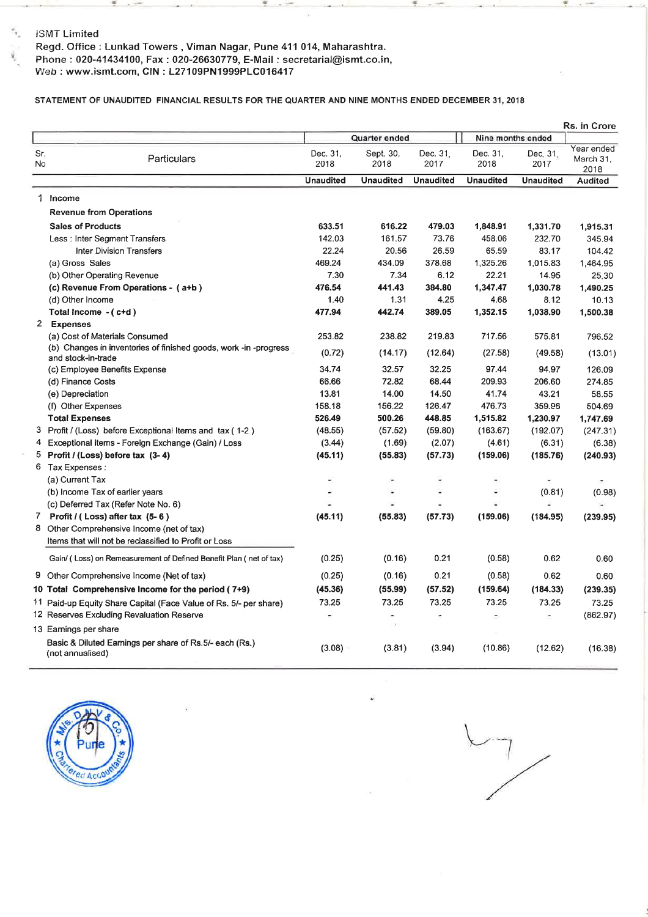ISMT Limited

Regd. Office : Lunkad Towers , Viman Nagar, Pune 411 014, Maharashtra.
Phone : 020-41434100, Fax : 020-26630779, E-Mail : secretarial@ismt.co.in,
Web : www.ismt.com, CIN : L27109PN1999PLC016417

**STATEMENT OF UNAUDITED FINANCIAL RESULTS FOR THE QUARTER AND NINE MONTHS ENDED DECEMBER 31, 2018**

Rs. in Crore

| Sr. No | Particulars | Quarter ended | | | Nine months ended | | Year ended March 31, 2018 |
|---|---|---|---|---|---|---|---|
| | | Dec. 31, 2018 | Sept. 30, 2018 | Dec. 31, 2017 | Dec. 31, 2018 | Dec. 31, 2017 | |
| | | **Unaudited** | **Unaudited** | **Unaudited** | **Unaudited** | **Unaudited** | **Audited** |
| 1 | **Income** | | | | | | |
| | **Revenue from Operations** | | | | | | |
| | **Sales of Products** | **633.51** | **616.22** | **479.03** | **1,848.91** | **1,331.70** | **1,915.31** |
| | Less : Inter Segment Transfers | 142.03 | 161.57 | 73.76 | 458.06 | 232.70 | 345.94 |
| | Inter Division Transfers | 22.24 | 20.56 | 26.59 | 65.59 | 83.17 | 104.42 |
| | (a) Gross Sales | 469.24 | 434.09 | 378.68 | 1,325.26 | 1,015.83 | 1,464.95 |
| | (b) Other Operating Revenue | 7.30 | 7.34 | 6.12 | 22.21 | 14.95 | 25.30 |
| | **(c) Revenue From Operations - ( a+b )** | **476.54** | **441.43** | **384.80** | **1,347.47** | **1,030.78** | **1,490.25** |
| | (d) Other Income | 1.40 | 1.31 | 4.25 | 4.68 | 8.12 | 10.13 |
| | **Total Income - ( c+d )** | **477.94** | **442.74** | **389.05** | **1,352.15** | **1,038.90** | **1,500.38** |
| 2 | **Expenses** | | | | | | |
| | (a) Cost of Materials Consumed | 253.82 | 238.82 | 219.83 | 717.56 | 575.81 | 796.52 |
| | (b) Changes in inventories of finished goods, work -in -progress and stock-in-trade | (0.72) | (14.17) | (12.64) | (27.58) | (49.58) | (13.01) |
| | (c) Employee Benefits Expense | 34.74 | 32.57 | 32.25 | 97.44 | 94.97 | 126.09 |
| | (d) Finance Costs | 66.66 | 72.82 | 68.44 | 209.93 | 206.60 | 274.85 |
| | (e) Depreciation | 13.81 | 14.00 | 14.50 | 41.74 | 43.21 | 58.55 |
| | (f) Other Expenses | 158.18 | 156.22 | 126.47 | 476.73 | 359.96 | 504.69 |
| | **Total Expenses** | **526.49** | **500.26** | **448.85** | **1,515.82** | **1,230.97** | **1,747.69** |
| 3 | Profit / (Loss) before Exceptional Items and tax ( 1-2 ) | (48.55) | (57.52) | (59.80) | (163.67) | (192.07) | (247.31) |
| 4 | Exceptional items - Foreign Exchange (Gain) / Loss | (3.44) | (1.69) | (2.07) | (4.61) | (6.31) | (6.38) |
| 5 | **Profit / (Loss) before tax (3- 4)** | **(45.11)** | **(55.83)** | **(57.73)** | **(159.06)** | **(185.76)** | **(240.93)** |
| 6 | Tax Expenses : | | | | | | |
| | (a) Current Tax | - | - | - | - | - | - |
| | (b) Income Tax of earlier years | - | - | - | - | (0.81) | (0.98) |
| | (c) Deferred Tax (Refer Note No. 6) | - | - | - | - | - | - |
| 7 | **Profit / ( Loss) after tax (5- 6 )** | **(45.11)** | **(55.83)** | **(57.73)** | **(159.06)** | **(184.95)** | **(239.95)** |
| 8 | Other Comprehensive Income (net of tax) | | | | | | |
| | Items that will not be reclassified to Profit or Loss | | | | | | |
| | Gain/ ( Loss) on Remeasurement of Defined Benefit Plan ( net of tax) | (0.25) | (0.16) | 0.21 | (0.58) | 0.62 | 0.60 |
| 9 | Other Comprehensive Income (Net of tax) | (0.25) | (0.16) | 0.21 | (0.58) | 0.62 | 0.60 |
| 10 | **Total Comprehensive Income for the period ( 7+9)** | **(45.36)** | **(55.99)** | **(57.52)** | **(159.64)** | **(184.33)** | **(239.35)** |
| 11 | Paid-up Equity Share Capital (Face Value of Rs. 5/- per share) | 73.25 | 73.25 | 73.25 | 73.25 | 73.25 | 73.25 |
| 12 | Reserves Excluding Revaluation Reserve | - | - | - | - | - | (862.97) |
| 13 | Earnings per share | | | | | | |
| | Basic & Diluted Earnings per share of Rs.5/- each (Rs.) (not annualised) | (3.08) | (3.81) | (3.94) | (10.86) | (12.62) | (16.38) |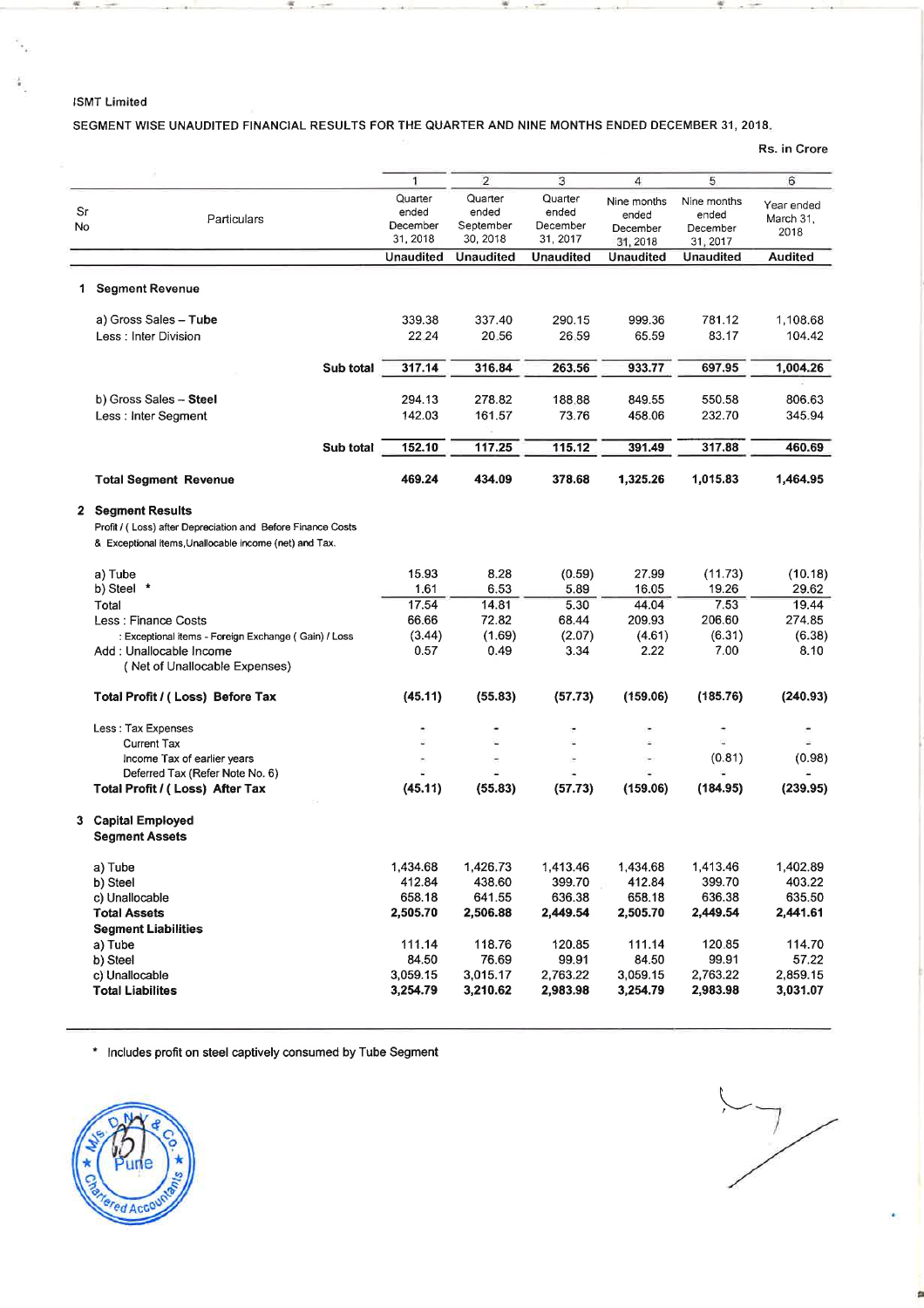ISMT Limited

SEGMENT WISE UNAUDITED FINANCIAL RESULTS FOR THE QUARTER AND NINE MONTHS ENDED DECEMBER 31, 2018.

Rs. in Crore

| Sr No | Particulars | 1 | 2 | 3 | 4 | 5 | 6 |
|---|---|---|---|---|---|---|---|
| | | Quarter ended December 31, 2018 | Quarter ended September 30, 2018 | Quarter ended December 31, 2017 | Nine months ended December 31, 2018 | Nine months ended December 31, 2017 | Year ended March 31, 2018 |
| | | **Unaudited** | **Unaudited** | **Unaudited** | **Unaudited** | **Unaudited** | **Audited** |
| **1** | **Segment Revenue** | | | | | | |
| | a) Gross Sales – **Tube** | 339.38 | 337.40 | 290.15 | 999.36 | 781.12 | 1,108.68 |
| | Less : Inter Division | 22.24 | 20.56 | 26.59 | 65.59 | 83.17 | 104.42 |
| | **Sub total** | **317.14** | **316.84** | **263.56** | **933.77** | **697.95** | **1,004.26** |
| | b) Gross Sales – **Steel** | 294.13 | 278.82 | 188.88 | 849.55 | 550.58 | 806.63 |
| | Less : Inter Segment | 142.03 | 161.57 | 73.76 | 458.06 | 232.70 | 345.94 |
| | **Sub total** | **152.10** | **117.25** | **115.12** | **391.49** | **317.88** | **460.69** |
| | **Total Segment Revenue** | **469.24** | **434.09** | **378.68** | **1,325.26** | **1,015.83** | **1,464.95** |
| **2** | **Segment Results** Profit / ( Loss) after Depreciation and Before Finance Costs & Exceptional items,Unallocable income (net) and Tax. | | | | | | |
| | a) Tube | 15.93 | 8.28 | (0.59) | 27.99 | (11.73) | (10.18) |
| | b) Steel * | 1.61 | 6.53 | 5.89 | 16.05 | 19.26 | 29.62 |
| | Total | 17.54 | 14.81 | 5.30 | 44.04 | 7.53 | 19.44 |
| | Less : Finance Costs | 66.66 | 72.82 | 68.44 | 209.93 | 206.60 | 274.85 |
| | : Exceptional items - Foreign Exchange ( Gain) / Loss | (3.44) | (1.69) | (2.07) | (4.61) | (6.31) | (6.38) |
| | Add : Unallocable Income ( Net of Unallocable Expenses) | 0.57 | 0.49 | 3.34 | 2.22 | 7.00 | 8.10 |
| | **Total Profit / ( Loss) Before Tax** | **(45.11)** | **(55.83)** | **(57.73)** | **(159.06)** | **(185.76)** | **(240.93)** |
| | Less : Tax Expenses | - | - | - | - | - | - |
| | Current Tax | - | - | - | - | - | - |
| | Income Tax of earlier years | - | - | - | - | (0.81) | (0.98) |
| | Deferred Tax (Refer Note No. 6) | - | - | - | - | - | - |
| | **Total Profit / ( Loss) After Tax** | **(45.11)** | **(55.83)** | **(57.73)** | **(159.06)** | **(184.95)** | **(239.95)** |
| **3** | **Capital Employed** | | | | | | |
| | **Segment Assets** | | | | | | |
| | a) Tube | 1,434.68 | 1,426.73 | 1,413.46 | 1,434.68 | 1,413.46 | 1,402.89 |
| | b) Steel | 412.84 | 438.60 | 399.70 | 412.84 | 399.70 | 403.22 |
| | c) Unallocable | 658.18 | 641.55 | 636.38 | 658.18 | 636.38 | 635.50 |
| | **Total Assets** | **2,505.70** | **2,506.88** | **2,449.54** | **2,505.70** | **2,449.54** | **2,441.61** |
| | **Segment Liabilities** | | | | | | |
| | a) Tube | 111.14 | 118.76 | 120.85 | 111.14 | 120.85 | 114.70 |
| | b) Steel | 84.50 | 76.69 | 99.91 | 84.50 | 99.91 | 57.22 |
| | c) Unallocable | 3,059.15 | 3,015.17 | 2,763.22 | 3,059.15 | 2,763.22 | 2,859.15 |
| | **Total Liabilites** | **3,254.79** | **3,210.62** | **2,983.98** | **3,254.79** | **2,983.98** | **3,031.07** |

* Includes profit on steel captively consumed by Tube Segment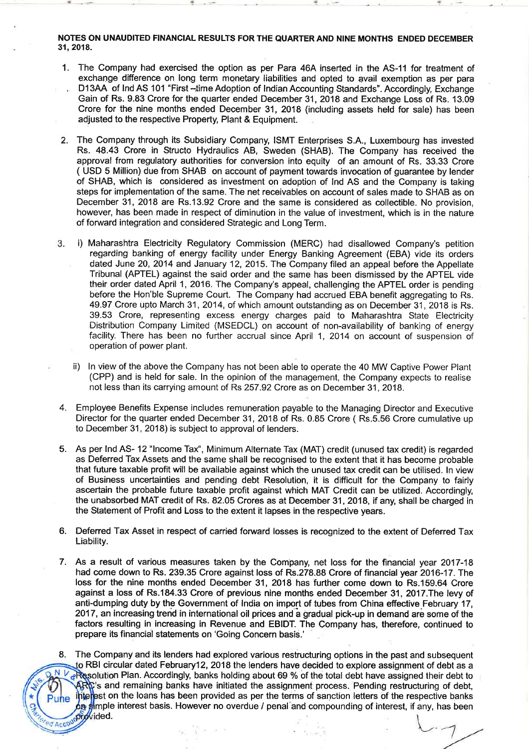**NOTES ON UNAUDITED FINANCIAL RESULTS FOR THE QUARTER AND NINE MONTHS ENDED DECEMBER 31, 2018.**

1. The Company had exercised the option as per Para 46A inserted in the AS-11 for treatment of exchange difference on long term monetary liabilities and opted to avail exemption as per para D13AA of Ind AS 101 "First –time Adoption of Indian Accounting Standards". Accordingly, Exchange Gain of Rs. 9.83 Crore for the quarter ended December 31, 2018 and Exchange Loss of Rs. 13.09 Crore for the nine months ended December 31, 2018 (including assets held for sale) has been adjusted to the respective Property, Plant & Equipment.

2. The Company through its Subsidiary Company, ISMT Enterprises S.A., Luxembourg has invested Rs. 48.43 Crore in Structo Hydraulics AB, Sweden (SHAB). The Company has received the approval from regulatory authorities for conversion into equity of an amount of Rs. 33.33 Crore ( USD 5 Million) due from SHAB on account of payment towards invocation of guarantee by lender of SHAB, which is considered as investment on adoption of Ind AS and the Company is taking steps for implementation of the same. The net receivables on account of sales made to SHAB as on December 31, 2018 are Rs.13.92 Crore and the same is considered as collectible. No provision, however, has been made in respect of diminution in the value of investment, which is in the nature of forward integration and considered Strategic and Long Term.

3. i) Maharashtra Electricity Regulatory Commission (MERC) had disallowed Company's petition regarding banking of energy facility under Energy Banking Agreement (EBA) vide its orders dated June 20, 2014 and January 12, 2015. The Company filed an appeal before the Appellate Tribunal (APTEL) against the said order and the same has been dismissed by the APTEL vide their order dated April 1, 2016. The Company's appeal, challenging the APTEL order is pending before the Hon'ble Supreme Court. The Company had accrued EBA benefit aggregating to Rs. 49.97 Crore upto March 31, 2014, of which amount outstanding as on December 31, 2018 is Rs. 39.53 Crore, representing excess energy charges paid to Maharashtra State Electricity Distribution Company Limited (MSEDCL) on account of non-availability of banking of energy facility. There has been no further accrual since April 1, 2014 on account of suspension of operation of power plant.

   ii) In view of the above the Company has not been able to operate the 40 MW Captive Power Plant (CPP) and is held for sale. In the opinion of the management, the Company expects to realise not less than its carrying amount of Rs 257.92 Crore as on December 31, 2018.

4. Employee Benefits Expense includes remuneration payable to the Managing Director and Executive Director for the quarter ended December 31, 2018 of Rs. 0.85 Crore ( Rs.5.56 Crore cumulative up to December 31, 2018) is subject to approval of lenders.

5. As per Ind AS- 12 "Income Tax", Minimum Alternate Tax (MAT) credit (unused tax credit) is regarded as Deferred Tax Assets and the same shall be recognised to the extent that it has become probable that future taxable profit will be available against which the unused tax credit can be utilised. In view of Business uncertainties and pending debt Resolution, it is difficult for the Company to fairly ascertain the probable future taxable profit against which MAT Credit can be utilized. Accordingly, the unabsorbed MAT credit of Rs. 82.05 Crores as at December 31, 2018, if any, shall be charged in the Statement of Profit and Loss to the extent it lapses in the respective years.

6. Deferred Tax Asset in respect of carried forward losses is recognized to the extent of Deferred Tax Liability.

7. As a result of various measures taken by the Company, net loss for the financial year 2017-18 had come down to Rs. 239.35 Crore against loss of Rs.278.88 Crore of financial year 2016-17. The loss for the nine months ended December 31, 2018 has further come down to Rs.159.64 Crore against a loss of Rs.184.33 Crore of previous nine months ended December 31, 2017.The levy of anti-dumping duty by the Government of India on import of tubes from China effective February 17, 2017, an increasing trend in international oil prices and a gradual pick-up in demand are some of the factors resulting in increasing in Revenue and EBIDT. The Company has, therefore, continued to prepare its financial statements on 'Going Concern basis.'

8. The Company and its lenders had explored various restructuring options in the past and subsequent to RBI circular dated February12, 2018 the lenders have decided to explore assignment of debt as a Resolution Plan. Accordingly, banks holding about 69 % of the total debt have assigned their debt to ARC's and remaining banks have initiated the assignment process. Pending restructuring of debt, interest on the loans has been provided as per the terms of sanction letters of the respective banks on simple interest basis. However no overdue / penal and compounding of interest, if any, has been provided.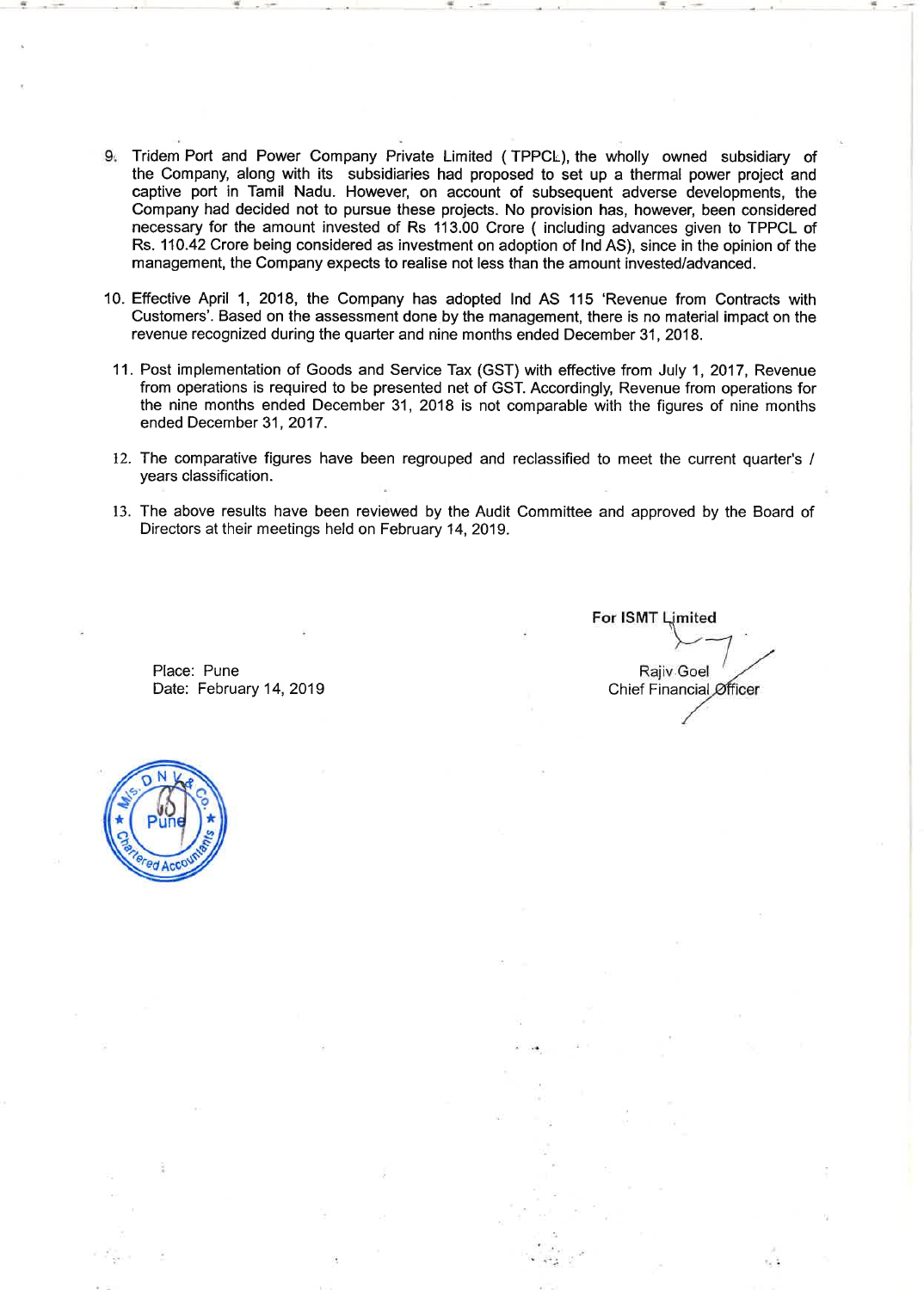9. Tridem Port and Power Company Private Limited ( TPPCL), the wholly owned subsidiary of the Company, along with its subsidiaries had proposed to set up a thermal power project and captive port in Tamil Nadu. However, on account of subsequent adverse developments, the Company had decided not to pursue these projects. No provision has, however, been considered necessary for the amount invested of Rs 113.00 Crore ( including advances given to TPPCL of Rs. 110.42 Crore being considered as investment on adoption of Ind AS), since in the opinion of the management, the Company expects to realise not less than the amount invested/advanced.

10. Effective April 1, 2018, the Company has adopted Ind AS 115 'Revenue from Contracts with Customers'. Based on the assessment done by the management, there is no material impact on the revenue recognized during the quarter and nine months ended December 31, 2018.

11. Post implementation of Goods and Service Tax (GST) with effective from July 1, 2017, Revenue from operations is required to be presented net of GST. Accordingly, Revenue from operations for the nine months ended December 31, 2018 is not comparable with the figures of nine months ended December 31, 2017.

12. The comparative figures have been regrouped and reclassified to meet the current quarter's / years classification.

13. The above results have been reviewed by the Audit Committee and approved by the Board of Directors at their meetings held on February 14, 2019.

**For ISMT Limited**

Rajiv Goel
Chief Financial Officer

Place: Pune
Date: February 14, 2019

M/s. D N V & Co. Pune Chartered Accountants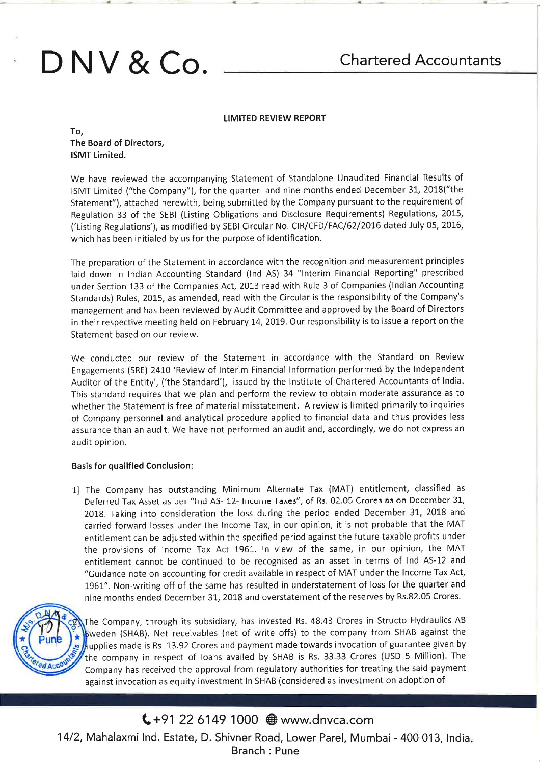# D N V & Co.

Chartered Accountants

**LIMITED REVIEW REPORT**

To,
**The Board of Directors,**
**ISMT Limited.**

We have reviewed the accompanying Statement of Standalone Unaudited Financial Results of ISMT Limited ("the Company"), for the quarter and nine months ended December 31, 2018("the Statement"), attached herewith, being submitted by the Company pursuant to the requirement of Regulation 33 of the SEBI (Listing Obligations and Disclosure Requirements) Regulations, 2015, ('Listing Regulations'), as modified by SEBI Circular No. CIR/CFD/FAC/62/2016 dated July 05, 2016, which has been initialed by us for the purpose of identification.

The preparation of the Statement in accordance with the recognition and measurement principles laid down in Indian Accounting Standard (Ind AS) 34 "Interim Financial Reporting" prescribed under Section 133 of the Companies Act, 2013 read with Rule 3 of Companies (Indian Accounting Standards) Rules, 2015, as amended, read with the Circular is the responsibility of the Company's management and has been reviewed by Audit Committee and approved by the Board of Directors in their respective meeting held on February 14, 2019. Our responsibility is to issue a report on the Statement based on our review.

We conducted our review of the Statement in accordance with the Standard on Review Engagements (SRE) 2410 'Review of Interim Financial Information performed by the Independent Auditor of the Entity', ('the Standard'), issued by the Institute of Chartered Accountants of India. This standard requires that we plan and perform the review to obtain moderate assurance as to whether the Statement is free of material misstatement. A review is limited primarily to inquiries of Company personnel and analytical procedure applied to financial data and thus provides less assurance than an audit. We have not performed an audit and, accordingly, we do not express an audit opinion.

**Basis for qualified Conclusion:**

1] The Company has outstanding Minimum Alternate Tax (MAT) entitlement, classified as Deferred Tax Asset as per "Ind AS- 12- Income Taxes", of Rs. 82.05 Crores as on December 31, 2018. Taking into consideration the loss during the period ended December 31, 2018 and carried forward losses under the Income Tax, in our opinion, it is not probable that the MAT entitlement can be adjusted within the specified period against the future taxable profits under the provisions of Income Tax Act 1961. In view of the same, in our opinion, the MAT entitlement cannot be continued to be recognised as an asset in terms of Ind AS-12 and "Guidance note on accounting for credit available in respect of MAT under the Income Tax Act, 1961". Non-writing off of the same has resulted in understatement of loss for the quarter and nine months ended December 31, 2018 and overstatement of the reserves by Rs.82.05 Crores.

2] The Company, through its subsidiary, has invested Rs. 48.43 Crores in Structo Hydraulics AB Sweden (SHAB). Net receivables (net of write offs) to the company from SHAB against the supplies made is Rs. 13.92 Crores and payment made towards invocation of guarantee given by the company in respect of loans availed by SHAB is Rs. 33.33 Crores (USD 5 Million). The Company has received the approval from regulatory authorities for treating the said payment against invocation as equity investment in SHAB (considered as investment on adoption of

+91 22 6149 1000 www.dnvca.com
14/2, Mahalaxmi Ind. Estate, D. Shivner Road, Lower Parel, Mumbai - 400 013, India.
Branch : Pune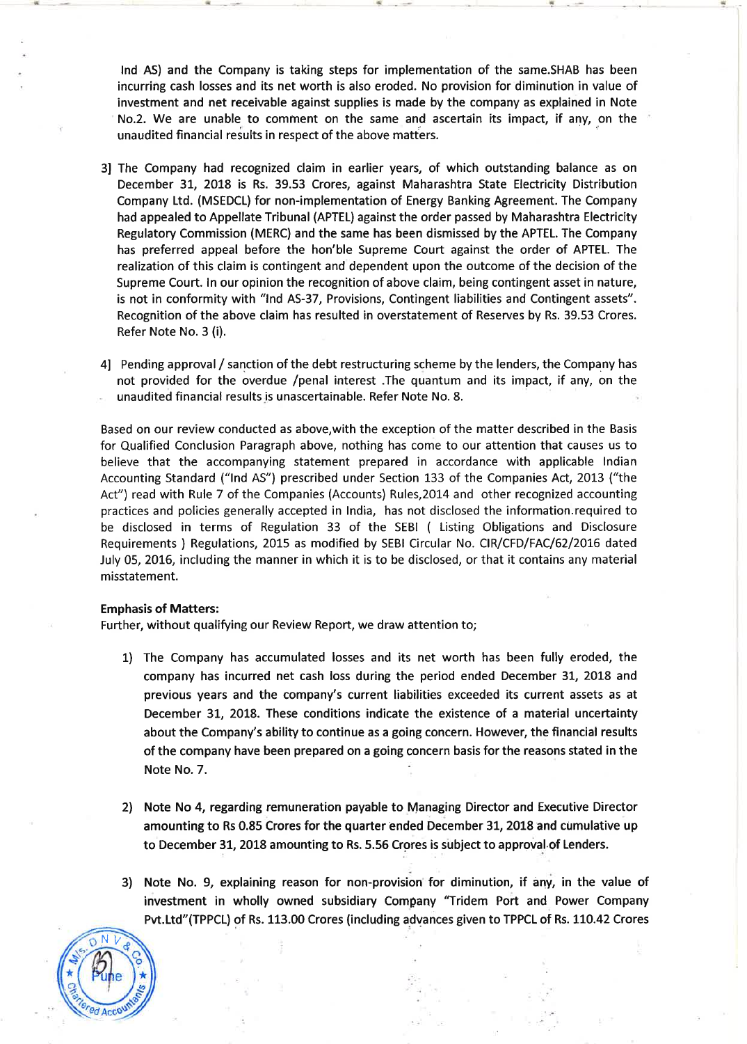Ind AS) and the Company is taking steps for implementation of the same.SHAB has been incurring cash losses and its net worth is also eroded. No provision for diminution in value of investment and net receivable against supplies is made by the company as explained in Note No.2. We are unable to comment on the same and ascertain its impact, if any, on the unaudited financial results in respect of the above matters.

3] The Company had recognized claim in earlier years, of which outstanding balance as on December 31, 2018 is Rs. 39.53 Crores, against Maharashtra State Electricity Distribution Company Ltd. (MSEDCL) for non-implementation of Energy Banking Agreement. The Company had appealed to Appellate Tribunal (APTEL) against the order passed by Maharashtra Electricity Regulatory Commission (MERC) and the same has been dismissed by the APTEL. The Company has preferred appeal before the hon'ble Supreme Court against the order of APTEL. The realization of this claim is contingent and dependent upon the outcome of the decision of the Supreme Court. In our opinion the recognition of above claim, being contingent asset in nature, is not in conformity with "Ind AS-37, Provisions, Contingent liabilities and Contingent assets". Recognition of the above claim has resulted in overstatement of Reserves by Rs. 39.53 Crores. Refer Note No. 3 (i).

4] Pending approval / sanction of the debt restructuring scheme by the lenders, the Company has not provided for the overdue /penal interest .The quantum and its impact, if any, on the unaudited financial results is unascertainable. Refer Note No. 8.

Based on our review conducted as above,with the exception of the matter described in the Basis for Qualified Conclusion Paragraph above, nothing has come to our attention that causes us to believe that the accompanying statement prepared in accordance with applicable Indian Accounting Standard ("Ind AS") prescribed under Section 133 of the Companies Act, 2013 ("the Act") read with Rule 7 of the Companies (Accounts) Rules,2014 and other recognized accounting practices and policies generally accepted in India, has not disclosed the information.required to be disclosed in terms of Regulation 33 of the SEBI ( Listing Obligations and Disclosure Requirements ) Regulations, 2015 as modified by SEBI Circular No. CIR/CFD/FAC/62/2016 dated July 05, 2016, including the manner in which it is to be disclosed, or that it contains any material misstatement.

**Emphasis of Matters:**

Further, without qualifying our Review Report, we draw attention to;

1) The Company has accumulated losses and its net worth has been fully eroded, the company has incurred net cash loss during the period ended December 31, 2018 and previous years and the company's current liabilities exceeded its current assets as at December 31, 2018. These conditions indicate the existence of a material uncertainty about the Company's ability to continue as a going concern. However, the financial results of the company have been prepared on a going concern basis for the reasons stated in the Note No. 7.

2) Note No 4, regarding remuneration payable to Managing Director and Executive Director amounting to Rs 0.85 Crores for the quarter ended December 31, 2018 and cumulative up to December 31, 2018 amounting to Rs. 5.56 Crores is subject to approval of Lenders.

3) Note No. 9, explaining reason for non-provision for diminution, if any, in the value of investment in wholly owned subsidiary Company "Tridem Port and Power Company Pvt.Ltd"(TPPCL) of Rs. 113.00 Crores (including advances given to TPPCL of Rs. 110.42 Crores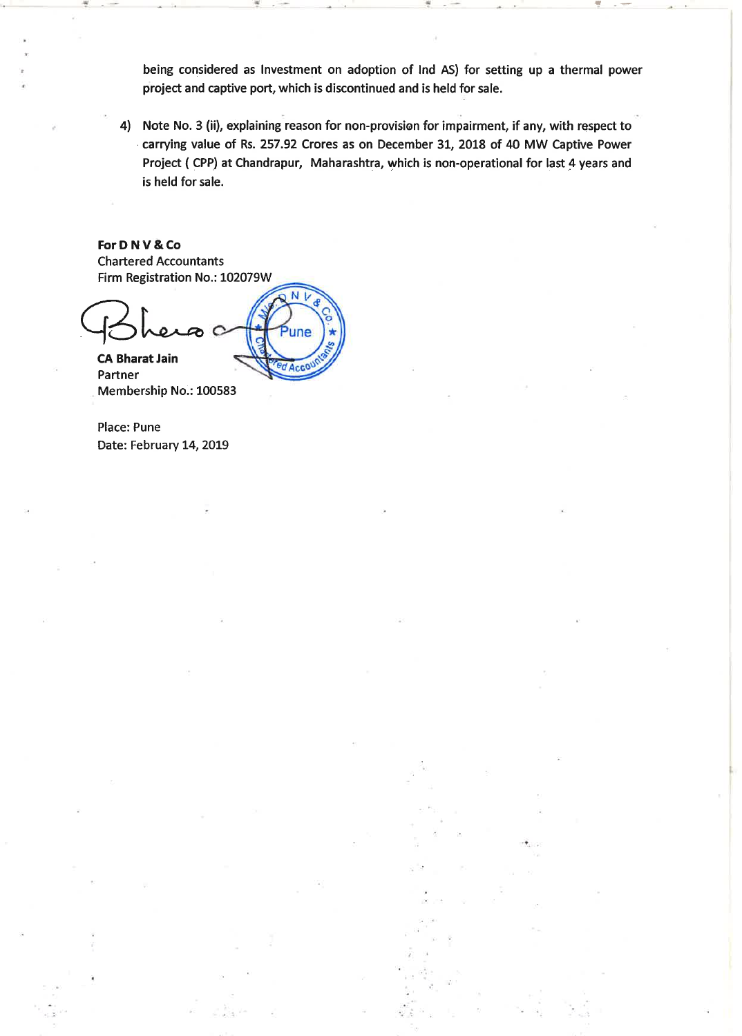being considered as Investment on adoption of Ind AS) for setting up a thermal power project and captive port, which is discontinued and is held for sale.

4) Note No. 3 (ii), explaining reason for non-provision for impairment, if any, with respect to carrying value of Rs. 257.92 Crores as on December 31, 2018 of 40 MW Captive Power Project ( CPP) at Chandrapur, Maharashtra, which is non-operational for last 4 years and is held for sale.

**For D N V & Co**
Chartered Accountants
Firm Registration No.: 102079W

**CA Bharat Jain**
Partner
Membership No.: 100583

Place: Pune
Date: February 14, 2019